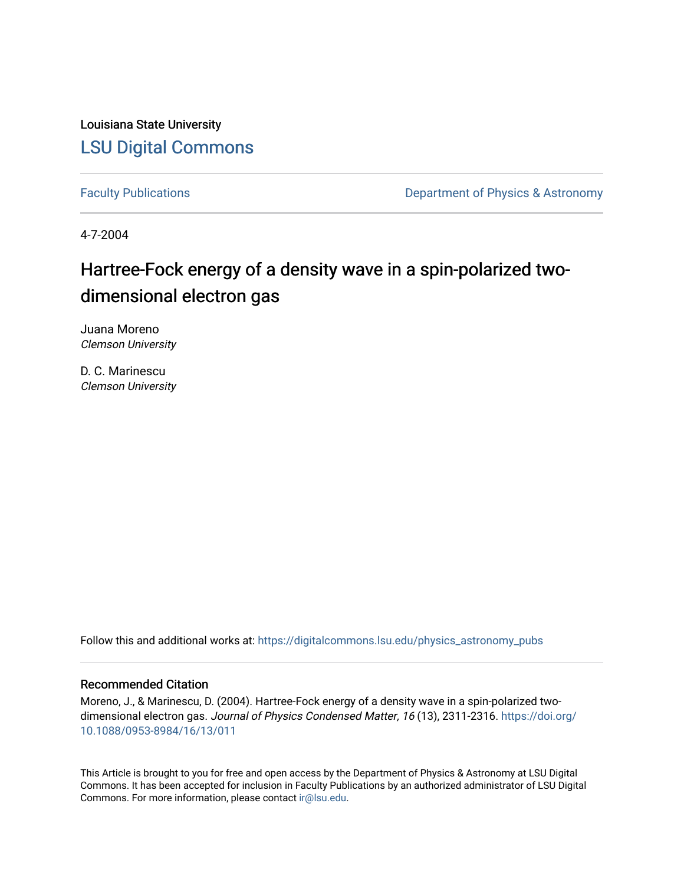Louisiana State University

# LSU Digital Commons

Faculty Publications

Department of Physics & Astronomy

4-7-2004

# Hartree-Fock energy of a density wave in a spin-polarized two-dimensional electron gas

Juana Moreno
*Clemson University*

D. C. Marinescu
*Clemson University*

Follow this and additional works at: https://digitalcommons.lsu.edu/physics_astronomy_pubs

## Recommended Citation

Moreno, J., & Marinescu, D. (2004). Hartree-Fock energy of a density wave in a spin-polarized two-dimensional electron gas. *Journal of Physics Condensed Matter, 16* (13), 2311-2316. https://doi.org/10.1088/0953-8984/16/13/011

This Article is brought to you for free and open access by the Department of Physics & Astronomy at LSU Digital Commons. It has been accepted for inclusion in Faculty Publications by an authorized administrator of LSU Digital Commons. For more information, please contact ir@lsu.edu.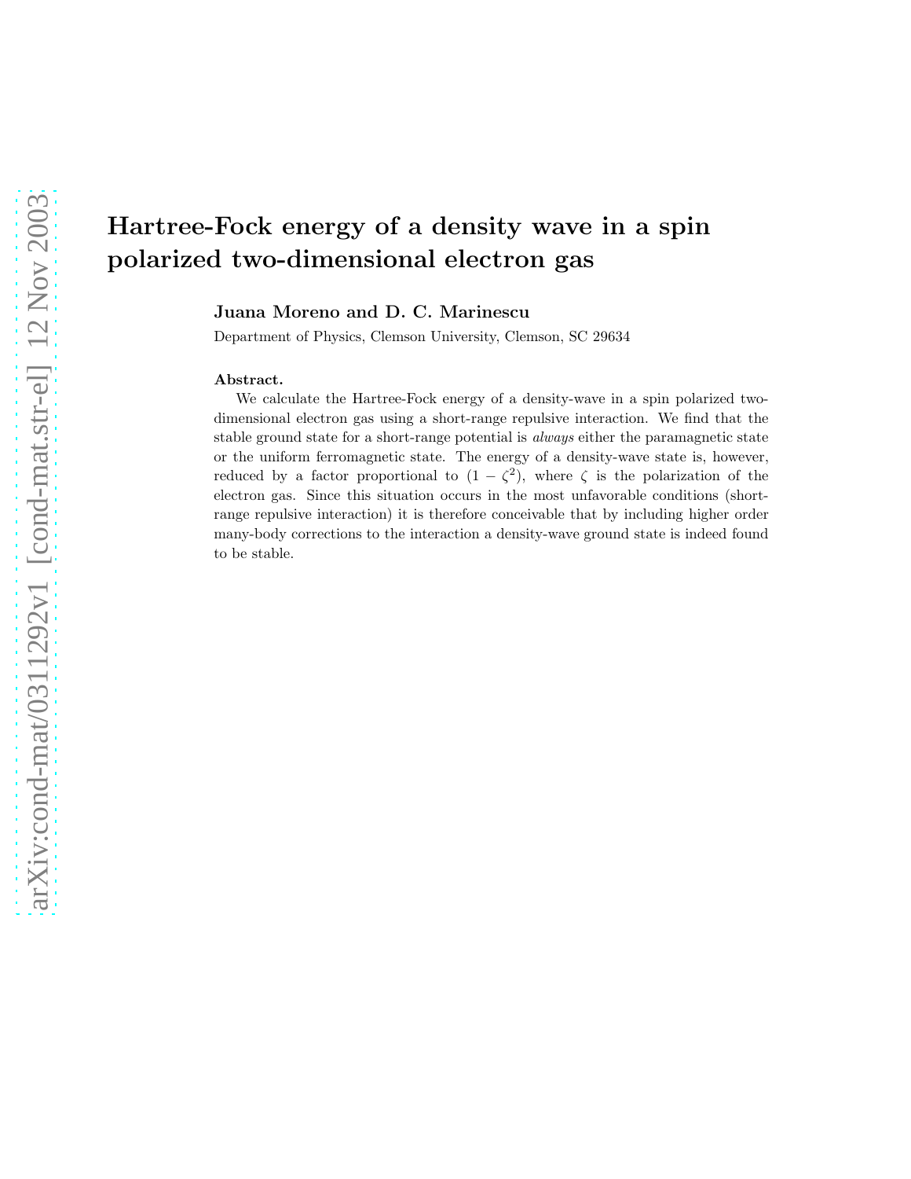# Hartree-Fock energy of a density wave in a spin polarized two-dimensional electron gas

**Juana Moreno and D. C. Marinescu**

Department of Physics, Clemson University, Clemson, SC 29634

**Abstract.**

We calculate the Hartree-Fock energy of a density-wave in a spin polarized two-dimensional electron gas using a short-range repulsive interaction. We find that the stable ground state for a short-range potential is *always* either the paramagnetic state or the uniform ferromagnetic state. The energy of a density-wave state is, however, reduced by a factor proportional to $(1 - \zeta^2)$, where $\zeta$ is the polarization of the electron gas. Since this situation occurs in the most unfavorable conditions (short-range repulsive interaction) it is therefore conceivable that by including higher order many-body corrections to the interaction a density-wave ground state is indeed found to be stable.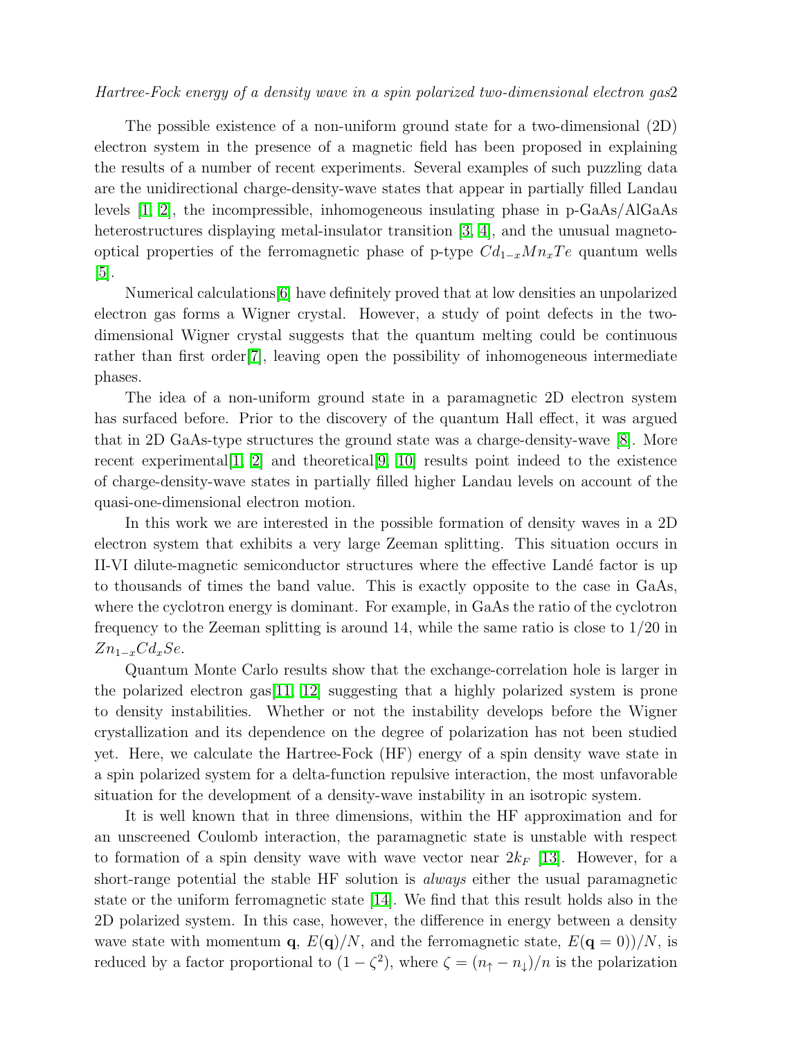The possible existence of a non-uniform ground state for a two-dimensional (2D) electron system in the presence of a magnetic field has been proposed in explaining the results of a number of recent experiments. Several examples of such puzzling data are the unidirectional charge-density-wave states that appear in partially filled Landau levels [1, 2], the incompressible, inhomogeneous insulating phase in p-GaAs/AlGaAs heterostructures displaying metal-insulator transition [3, 4], and the unusual magneto-optical properties of the ferromagnetic phase of p-type $Cd_{1-x}Mn_xTe$ quantum wells [5].

Numerical calculations[6] have definitely proved that at low densities an unpolarized electron gas forms a Wigner crystal. However, a study of point defects in the two-dimensional Wigner crystal suggests that the quantum melting could be continuous rather than first order[7], leaving open the possibility of inhomogeneous intermediate phases.

The idea of a non-uniform ground state in a paramagnetic 2D electron system has surfaced before. Prior to the discovery of the quantum Hall effect, it was argued that in 2D GaAs-type structures the ground state was a charge-density-wave [8]. More recent experimental[1, 2] and theoretical[9, 10] results point indeed to the existence of charge-density-wave states in partially filled higher Landau levels on account of the quasi-one-dimensional electron motion.

In this work we are interested in the possible formation of density waves in a 2D electron system that exhibits a very large Zeeman splitting. This situation occurs in II-VI dilute-magnetic semiconductor structures where the effective Landé factor is up to thousands of times the band value. This is exactly opposite to the case in GaAs, where the cyclotron energy is dominant. For example, in GaAs the ratio of the cyclotron frequency to the Zeeman splitting is around 14, while the same ratio is close to 1/20 in $Zn_{1-x}Cd_xSe$.

Quantum Monte Carlo results show that the exchange-correlation hole is larger in the polarized electron gas[11, 12] suggesting that a highly polarized system is prone to density instabilities. Whether or not the instability develops before the Wigner crystallization and its dependence on the degree of polarization has not been studied yet. Here, we calculate the Hartree-Fock (HF) energy of a spin density wave state in a spin polarized system for a delta-function repulsive interaction, the most unfavorable situation for the development of a density-wave instability in an isotropic system.

It is well known that in three dimensions, within the HF approximation and for an unscreened Coulomb interaction, the paramagnetic state is unstable with respect to formation of a spin density wave with wave vector near $2k_F$ [13]. However, for a short-range potential the stable HF solution is *always* either the usual paramagnetic state or the uniform ferromagnetic state [14]. We find that this result holds also in the 2D polarized system. In this case, however, the difference in energy between a density wave state with momentum $\mathbf{q}$, $E(\mathbf{q})/N$, and the ferromagnetic state, $E(\mathbf{q}=0))/N$, is reduced by a factor proportional to $(1-\zeta^2)$, where $\zeta = (n_\uparrow - n_\downarrow)/n$ is the polarization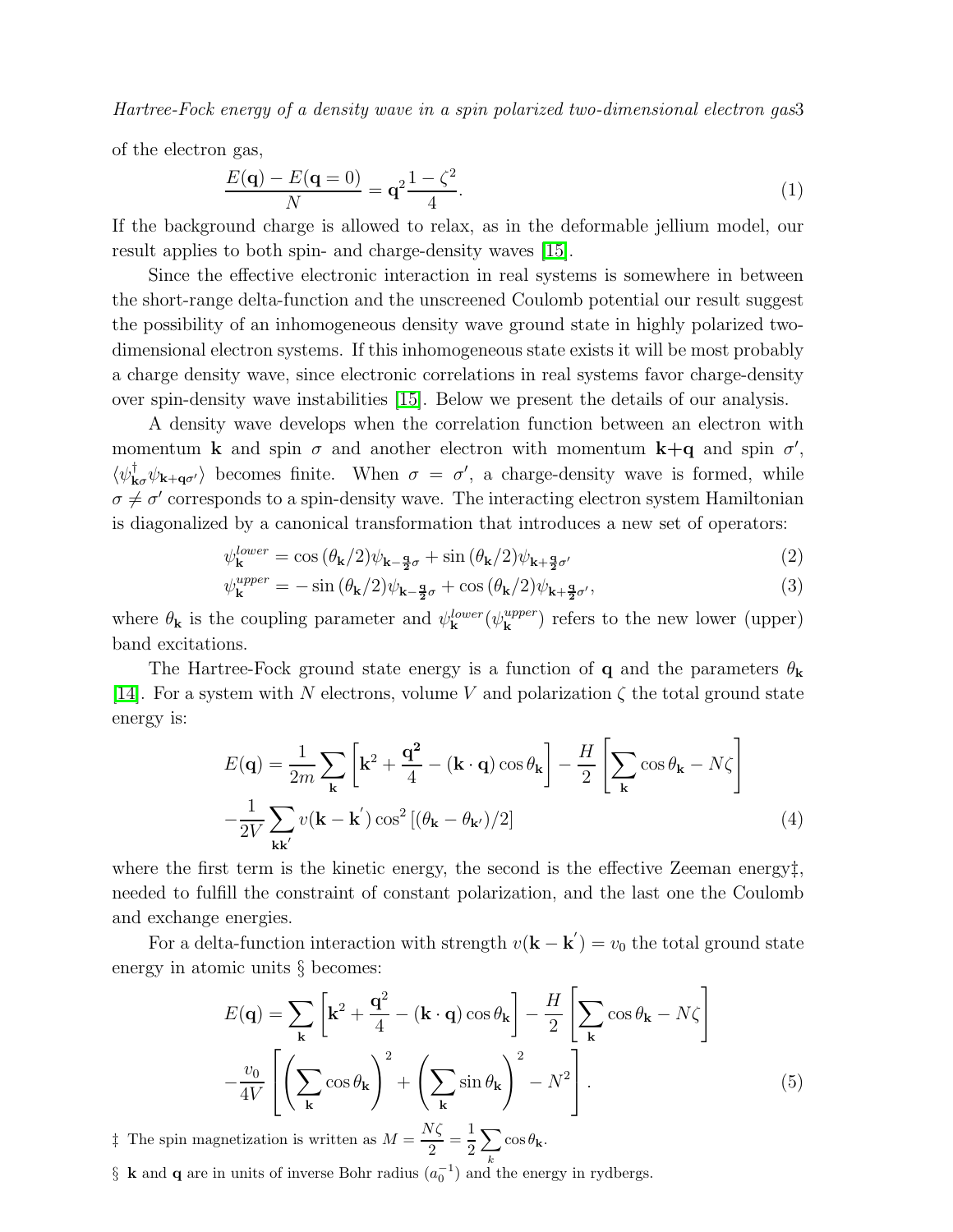of the electron gas,

$$\frac{E(\mathbf{q}) - E(\mathbf{q}=0)}{N} = \mathbf{q}^2 \frac{1-\zeta^2}{4}. \tag{1}$$

If the background charge is allowed to relax, as in the deformable jellium model, our result applies to both spin- and charge-density waves [15].

Since the effective electronic interaction in real systems is somewhere in between the short-range delta-function and the unscreened Coulomb potential our result suggest the possibility of an inhomogeneous density wave ground state in highly polarized two-dimensional electron systems. If this inhomogeneous state exists it will be most probably a charge density wave, since electronic correlations in real systems favor charge-density over spin-density wave instabilities [15]. Below we present the details of our analysis.

A density wave develops when the correlation function between an electron with momentum $\mathbf{k}$ and spin $\sigma$ and another electron with momentum $\mathbf{k}+\mathbf{q}$ and spin $\sigma'$, $\langle \psi^{\dagger}_{\mathbf{k}\sigma}\psi_{\mathbf{k}+\mathbf{q}\sigma'}\rangle$ becomes finite. When $\sigma = \sigma'$, a charge-density wave is formed, while $\sigma \neq \sigma'$ corresponds to a spin-density wave. The interacting electron system Hamiltonian is diagonalized by a canonical transformation that introduces a new set of operators:

$$\psi^{lower}_{\mathbf{k}} = \cos(\theta_{\mathbf{k}}/2)\psi_{\mathbf{k}-\frac{\mathbf{q}}{2}\sigma} + \sin(\theta_{\mathbf{k}}/2)\psi_{\mathbf{k}+\frac{\mathbf{q}}{2}\sigma'} \tag{2}$$

$$\psi^{upper}_{\mathbf{k}} = -\sin(\theta_{\mathbf{k}}/2)\psi_{\mathbf{k}-\frac{\mathbf{q}}{2}\sigma} + \cos(\theta_{\mathbf{k}}/2)\psi_{\mathbf{k}+\frac{\mathbf{q}}{2}\sigma'}, \tag{3}$$

where $\theta_{\mathbf{k}}$ is the coupling parameter and $\psi^{lower}_{\mathbf{k}}(\psi^{upper}_{\mathbf{k}})$ refers to the new lower (upper) band excitations.

The Hartree-Fock ground state energy is a function of $\mathbf{q}$ and the parameters $\theta_{\mathbf{k}}$ [14]. For a system with $N$ electrons, volume $V$ and polarization $\zeta$ the total ground state energy is:

$$E(\mathbf{q}) = \frac{1}{2m}\sum_{\mathbf{k}}\left[\mathbf{k}^2 + \frac{\mathbf{q^2}}{4} - (\mathbf{k}\cdot\mathbf{q})\cos\theta_{\mathbf{k}}\right] - \frac{H}{2}\left[\sum_{\mathbf{k}}\cos\theta_{\mathbf{k}} - N\zeta\right]$$
$$-\frac{1}{2V}\sum_{\mathbf{k}\mathbf{k}'} v(\mathbf{k}-\mathbf{k}')\cos^2\left[(\theta_{\mathbf{k}} - \theta_{\mathbf{k}'})/2\right] \tag{4}$$

where the first term is the kinetic energy, the second is the effective Zeeman energy‡, needed to fulfill the constraint of constant polarization, and the last one the Coulomb and exchange energies.

For a delta-function interaction with strength $v(\mathbf{k}-\mathbf{k}') = v_0$ the total ground state energy in atomic units § becomes:

$$E(\mathbf{q}) = \sum_{\mathbf{k}}\left[\mathbf{k}^2 + \frac{\mathbf{q}^2}{4} - (\mathbf{k}\cdot\mathbf{q})\cos\theta_{\mathbf{k}}\right] - \frac{H}{2}\left[\sum_{\mathbf{k}}\cos\theta_{\mathbf{k}} - N\zeta\right]$$
$$-\frac{v_0}{4V}\left[\left(\sum_{\mathbf{k}}\cos\theta_{\mathbf{k}}\right)^2 + \left(\sum_{\mathbf{k}}\sin\theta_{\mathbf{k}}\right)^2 - N^2\right]. \tag{5}$$

‡ The spin magnetization is written as $M = \frac{N\zeta}{2} = \frac{1}{2}\sum_{k}\cos\theta_{\mathbf{k}}$.

§ $\mathbf{k}$ and $\mathbf{q}$ are in units of inverse Bohr radius ($a_0^{-1}$) and the energy in rydbergs.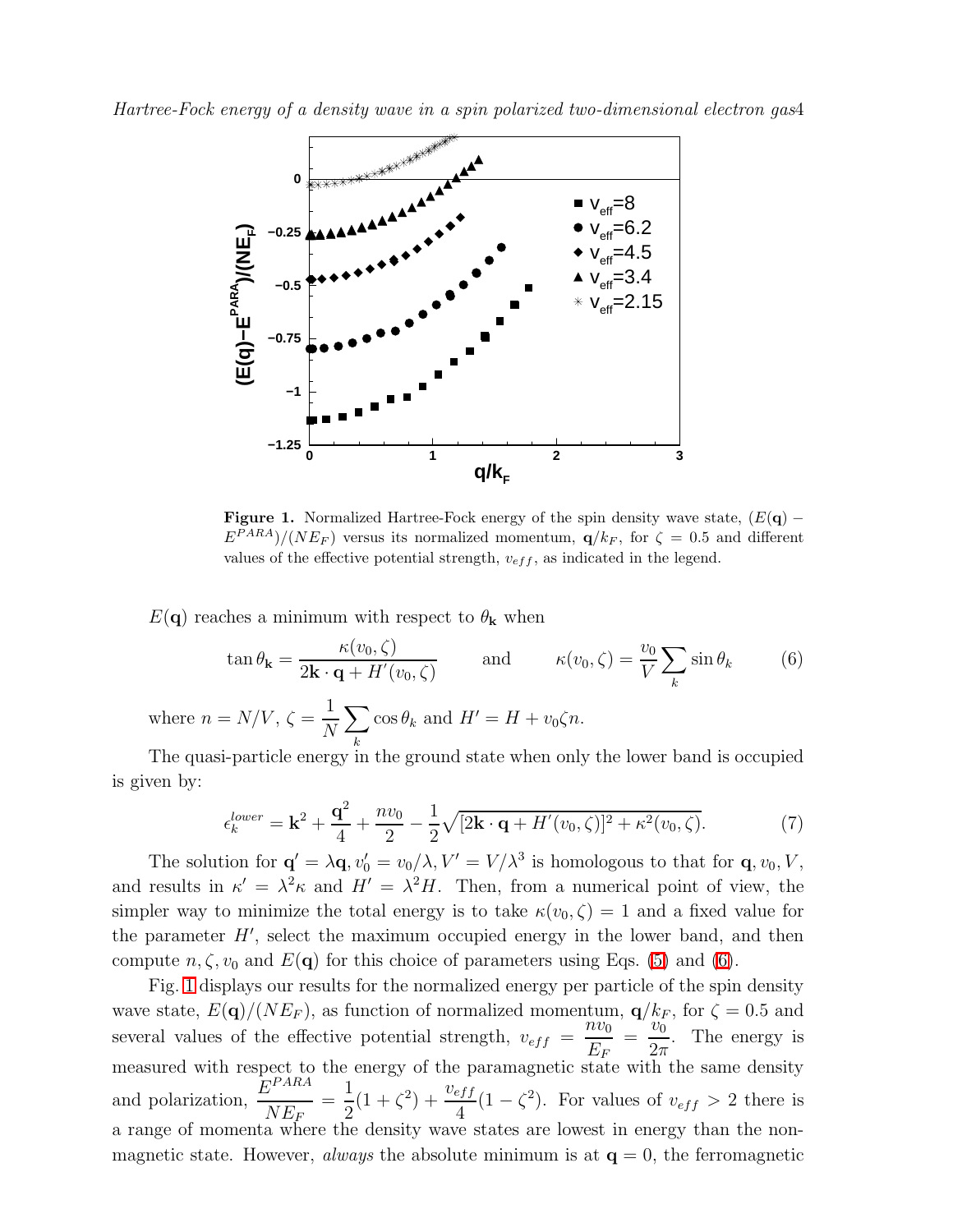**Figure 1.** Normalized Hartree-Fock energy of the spin density wave state, $(E(\mathbf{q}) - E^{PARA})/(NE_F)$ versus its normalized momentum, $\mathbf{q}/k_F$, for $\zeta = 0.5$ and different values of the effective potential strength, $v_{eff}$, as indicated in the legend.

$E(\mathbf{q})$ reaches a minimum with respect to $\theta_{\mathbf{k}}$ when

$$\tan\theta_{\mathbf{k}} = \frac{\kappa(v_0,\zeta)}{2\mathbf{k}\cdot\mathbf{q} + H'(v_0,\zeta)} \qquad \text{and} \qquad \kappa(v_0,\zeta) = \frac{v_0}{V}\sum_k \sin\theta_k \tag{6}$$

where $n = N/V$, $\zeta = \frac{1}{N}\sum_k \cos\theta_k$ and $H' = H + v_0\zeta n$.

The quasi-particle energy in the ground state when only the lower band is occupied is given by:

$$\epsilon_k^{lower} = \mathbf{k}^2 + \frac{\mathbf{q}^2}{4} + \frac{nv_0}{2} - \frac{1}{2}\sqrt{[2\mathbf{k}\cdot\mathbf{q} + H'(v_0,\zeta)]^2 + \kappa^2(v_0,\zeta)}. \tag{7}$$

The solution for $\mathbf{q}' = \lambda\mathbf{q}, v_0' = v_0/\lambda, V' = V/\lambda^3$ is homologous to that for $\mathbf{q}, v_0, V$, and results in $\kappa' = \lambda^2\kappa$ and $H' = \lambda^2 H$. Then, from a numerical point of view, the simpler way to minimize the total energy is to take $\kappa(v_0,\zeta) = 1$ and a fixed value for the parameter $H'$, select the maximum occupied energy in the lower band, and then compute $n, \zeta, v_0$ and $E(\mathbf{q})$ for this choice of parameters using Eqs. (5) and (6).

Fig. 1 displays our results for the normalized energy per particle of the spin density wave state, $E(\mathbf{q})/(NE_F)$, as function of normalized momentum, $\mathbf{q}/k_F$, for $\zeta = 0.5$ and several values of the effective potential strength, $v_{eff} = \frac{nv_0}{E_F} = \frac{v_0}{2\pi}$. The energy is measured with respect to the energy of the paramagnetic state with the same density and polarization, $\frac{E^{PARA}}{NE_F} = \frac{1}{2}(1+\zeta^2) + \frac{v_{eff}}{4}(1-\zeta^2)$. For values of $v_{eff} > 2$ there is a range of momenta where the density wave states are lowest in energy than the non-magnetic state. However, *always* the absolute minimum is at $\mathbf{q} = 0$, the ferromagnetic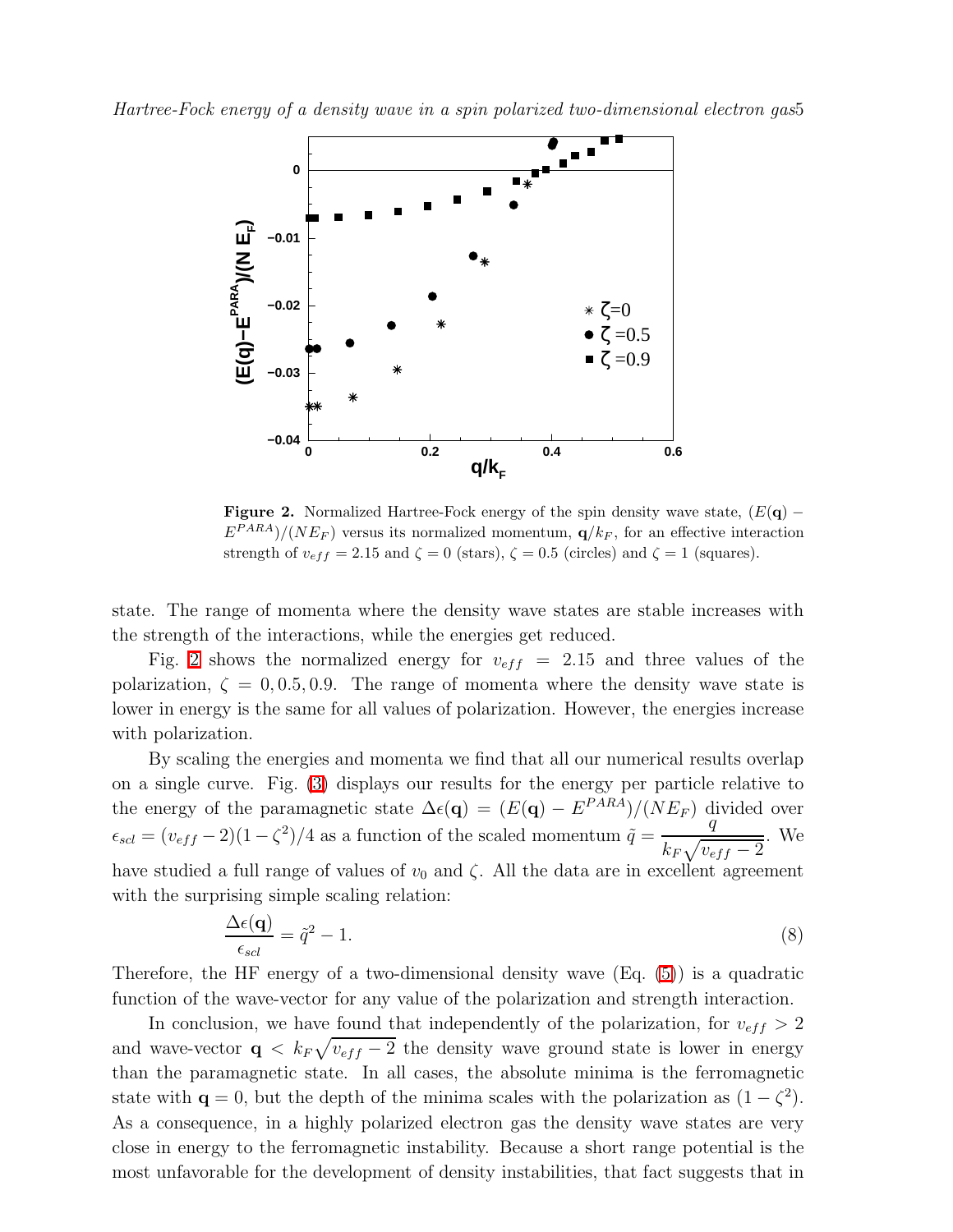**Figure 2.** Normalized Hartree-Fock energy of the spin density wave state, $(E(\mathbf{q}) - E^{PARA})/(NE_F)$ versus its normalized momentum, $\mathbf{q}/k_F$, for an effective interaction strength of $v_{eff} = 2.15$ and $\zeta = 0$ (stars), $\zeta = 0.5$ (circles) and $\zeta = 1$ (squares).

state. The range of momenta where the density wave states are stable increases with the strength of the interactions, while the energies get reduced.

Fig. 2 shows the normalized energy for $v_{eff} = 2.15$ and three values of the polarization, $\zeta = 0, 0.5, 0.9$. The range of momenta where the density wave state is lower in energy is the same for all values of polarization. However, the energies increase with polarization.

By scaling the energies and momenta we find that all our numerical results overlap on a single curve. Fig. (3) displays our results for the energy per particle relative to the energy of the paramagnetic state $\Delta\epsilon(\mathbf{q}) = (E(\mathbf{q}) - E^{PARA})/(NE_F)$ divided over $\epsilon_{scl} = (v_{eff} - 2)(1 - \zeta^2)/4$ as a function of the scaled momentum $\tilde{q} = \dfrac{q}{k_F\sqrt{v_{eff} - 2}}$. We have studied a full range of values of $v_0$ and $\zeta$. All the data are in excellent agreement with the surprising simple scaling relation:

$$\frac{\Delta\epsilon(\mathbf{q})}{\epsilon_{scl}} = \tilde{q}^2 - 1. \tag{8}$$

Therefore, the HF energy of a two-dimensional density wave (Eq. (5)) is a quadratic function of the wave-vector for any value of the polarization and strength interaction.

In conclusion, we have found that independently of the polarization, for $v_{eff} > 2$ and wave-vector $\mathbf{q} < k_F\sqrt{v_{eff} - 2}$ the density wave ground state is lower in energy than the paramagnetic state. In all cases, the absolute minima is the ferromagnetic state with $\mathbf{q} = 0$, but the depth of the minima scales with the polarization as $(1 - \zeta^2)$. As a consequence, in a highly polarized electron gas the density wave states are very close in energy to the ferromagnetic instability. Because a short range potential is the most unfavorable for the development of density instabilities, that fact suggests that in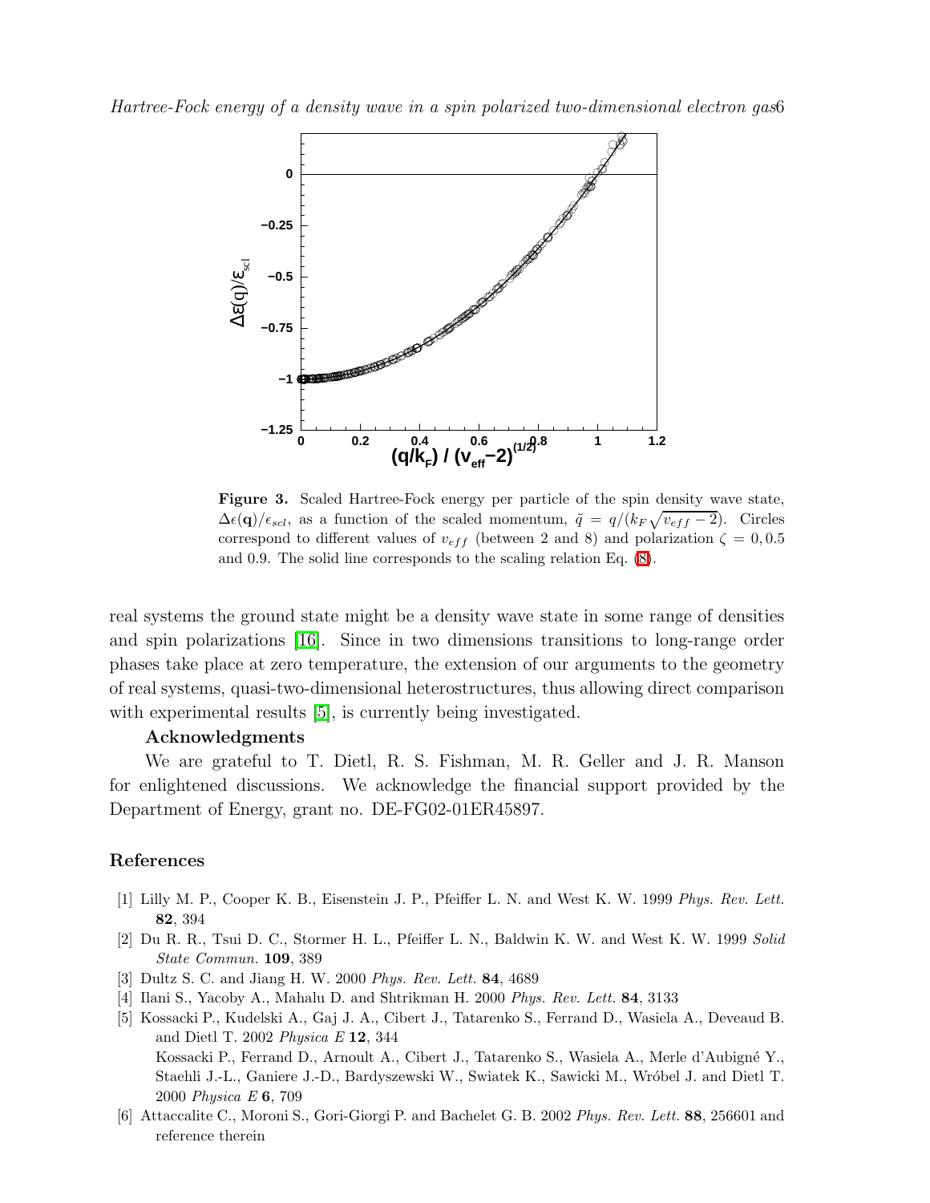**Figure 3.** Scaled Hartree-Fock energy per particle of the spin density wave state, $\Delta\epsilon(\mathbf{q})/\epsilon_{scl}$, as a function of the scaled momentum, $\tilde{q} = q/(k_F\sqrt{v_{eff}-2})$. Circles correspond to different values of $v_{eff}$ (between 2 and 8) and polarization $\zeta = 0, 0.5$ and 0.9. The solid line corresponds to the scaling relation Eq. (8).

real systems the ground state might be a density wave state in some range of densities and spin polarizations [16]. Since in two dimensions transitions to long-range order phases take place at zero temperature, the extension of our arguments to the geometry of real systems, quasi-two-dimensional heterostructures, thus allowing direct comparison with experimental results [5], is currently being investigated.

### Acknowledgments

We are grateful to T. Dietl, R. S. Fishman, M. R. Geller and J. R. Manson for enlightened discussions. We acknowledge the financial support provided by the Department of Energy, grant no. DE-FG02-01ER45897.

## References

[1] Lilly M. P., Cooper K. B., Eisenstein J. P., Pfeiffer L. N. and West K. W. 1999 *Phys. Rev. Lett.* **82**, 394

[2] Du R. R., Tsui D. C., Stormer H. L., Pfeiffer L. N., Baldwin K. W. and West K. W. 1999 *Solid State Commun.* **109**, 389

[3] Dultz S. C. and Jiang H. W. 2000 *Phys. Rev. Lett.* **84**, 4689

[4] Ilani S., Yacoby A., Mahalu D. and Shtrikman H. 2000 *Phys. Rev. Lett.* **84**, 3133

[5] Kossacki P., Kudelski A., Gaj J. A., Cibert J., Tatarenko S., Ferrand D., Wasiela A., Deveaud B. and Dietl T. 2002 *Physica E* **12**, 344
Kossacki P., Ferrand D., Arnoult A., Cibert J., Tatarenko S., Wasiela A., Merle d'Aubigné Y., Staehli J.-L., Ganiere J.-D., Bardyszewski W., Swiatek K., Sawicki M., Wróbel J. and Dietl T. 2000 *Physica E* **6**, 709

[6] Attaccalite C., Moroni S., Gori-Giorgi P. and Bachelet G. B. 2002 *Phys. Rev. Lett.* **88**, 256601 and reference therein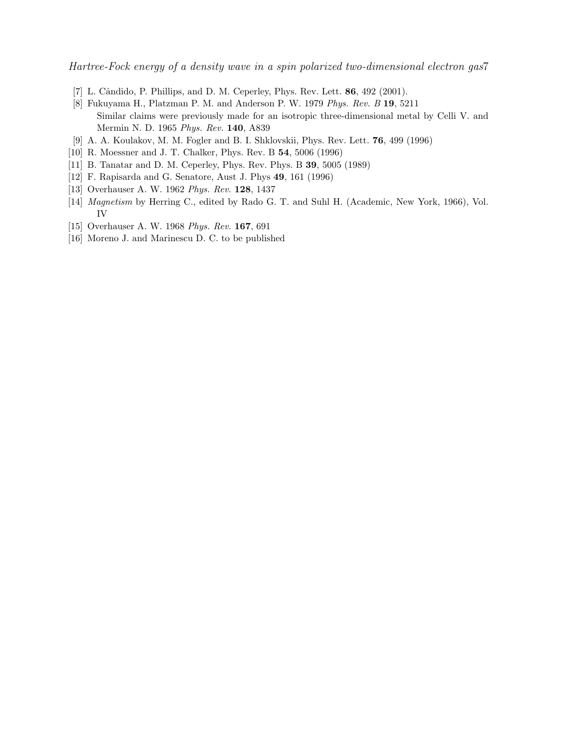[7] L. Cândido, P. Phillips, and D. M. Ceperley, Phys. Rev. Lett. **86**, 492 (2001).

[8] Fukuyama H., Platzman P. M. and Anderson P. W. 1979 *Phys. Rev. B* **19**, 5211
Similar claims were previously made for an isotropic three-dimensional metal by Celli V. and Mermin N. D. 1965 *Phys. Rev.* **140**, A839

[9] A. A. Koulakov, M. M. Fogler and B. I. Shklovskii, Phys. Rev. Lett. **76**, 499 (1996)

[10] R. Moessner and J. T. Chalker, Phys. Rev. B **54**, 5006 (1996)

[11] B. Tanatar and D. M. Ceperley, Phys. Rev. Phys. B **39**, 5005 (1989)

[12] F. Rapisarda and G. Senatore, Aust J. Phys **49**, 161 (1996)

[13] Overhauser A. W. 1962 *Phys. Rev.* **128**, 1437

[14] *Magnetism* by Herring C., edited by Rado G. T. and Suhl H. (Academic, New York, 1966), Vol. IV

[15] Overhauser A. W. 1968 *Phys. Rev.* **167**, 691

[16] Moreno J. and Marinescu D. C. to be published